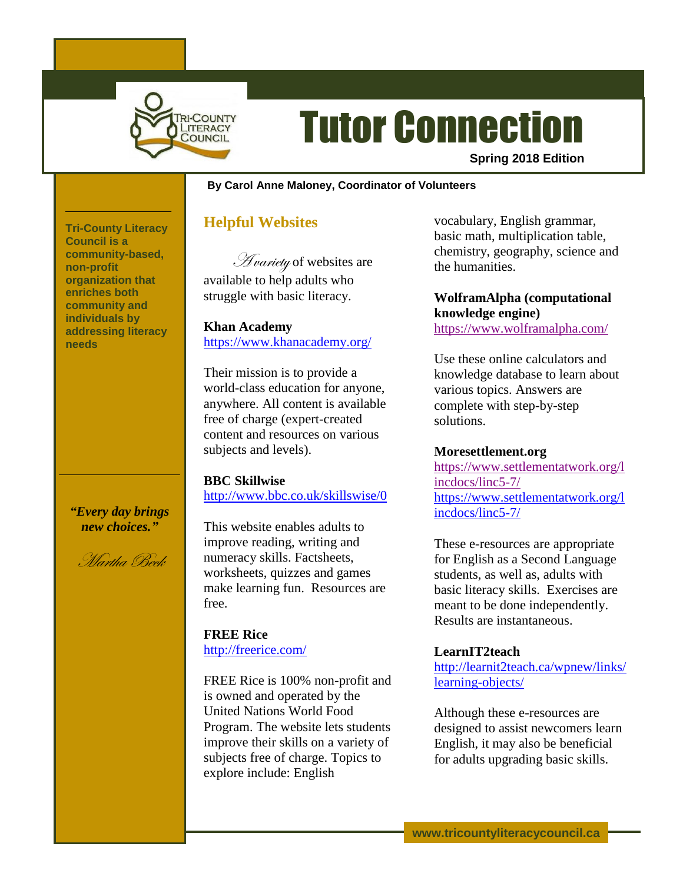# Tutor Connection

**Spring 2018 Edition**

**By Carol Anne Maloney, Coordinator of Volunteers**

**Tri-County Literacy Council is a community-based, non-profit organization that enriches both community and individuals by addressing literacy needs**

***"Every day brings new choices."***

*Martha Beck*

## Helpful Websites

A variety of websites are available to help adults who struggle with basic literacy.

**Khan Academy**
https://www.khanacademy.org/

Their mission is to provide a world-class education for anyone, anywhere. All content is available free of charge (expert-created content and resources on various subjects and levels).

**BBC Skillwise**
http://www.bbc.co.uk/skillswise/0

This website enables adults to improve reading, writing and numeracy skills. Factsheets, worksheets, quizzes and games make learning fun. Resources are free.

**FREE Rice**
http://freerice.com/

FREE Rice is 100% non-profit and is owned and operated by the United Nations World Food Program. The website lets students improve their skills on a variety of subjects free of charge. Topics to explore include: English vocabulary, English grammar, basic math, multiplication table, chemistry, geography, science and the humanities.

**WolframAlpha (computational knowledge engine)**
https://www.wolframalpha.com/

Use these online calculators and knowledge database to learn about various topics. Answers are complete with step-by-step solutions.

**Moresettlement.org**
https://www.settlementatwork.org/lincdocs/linc5-7/
https://www.settlementatwork.org/lincdocs/linc5-7/

These e-resources are appropriate for English as a Second Language students, as well as, adults with basic literacy skills. Exercises are meant to be done independently. Results are instantaneous.

**LearnIT2teach**
http://learnit2teach.ca/wpnew/links/learning-objects/

Although these e-resources are designed to assist newcomers learn English, it may also be beneficial for adults upgrading basic skills.

www.tricountyliteracycouncil.ca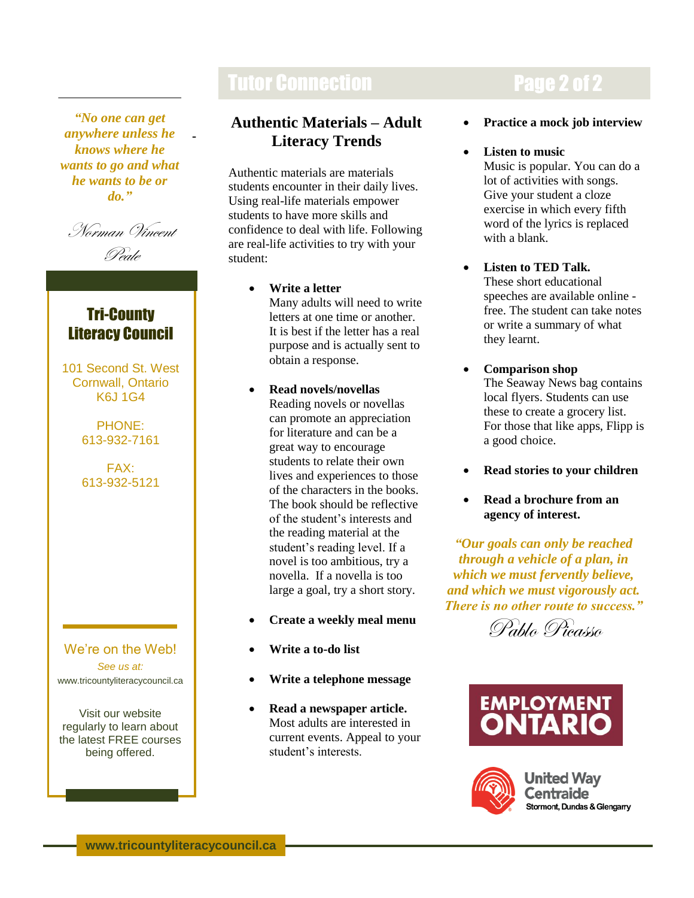*"No one can get anywhere unless he knows where he wants to go and what he wants to be or do."*

Norman Vincent Peale

## Tri-County Literacy Council

101 Second St. West
Cornwall, Ontario
K6J 1G4

PHONE:
613-932-7161

FAX:
613-932-5121

We're on the Web!

*See us at:*
www.tricountyliteracycouncil.ca

Visit our website regularly to learn about the latest FREE courses being offered.

## Authentic Materials – Adult Literacy Trends

Authentic materials are materials students encounter in their daily lives. Using real-life materials empower students to have more skills and confidence to deal with life. Following are real-life activities to try with your student:

- **Write a letter**
  Many adults will need to write letters at one time or another. It is best if the letter has a real purpose and is actually sent to obtain a response.
- **Read novels/novellas**
  Reading novels or novellas can promote an appreciation for literature and can be a great way to encourage students to relate their own lives and experiences to those of the characters in the books. The book should be reflective of the student's interests and the reading material at the student's reading level. If a novel is too ambitious, try a novella. If a novella is too large a goal, try a short story.
- **Create a weekly meal menu**
- **Write a to-do list**
- **Write a telephone message**
- **Read a newspaper article.**
  Most adults are interested in current events. Appeal to your student's interests.
- **Practice a mock job interview**
- **Listen to music**
  Music is popular. You can do a lot of activities with songs. Give your student a cloze exercise in which every fifth word of the lyrics is replaced with a blank.
- **Listen to TED Talk.**
  These short educational speeches are available online - free. The student can take notes or write a summary of what they learnt.
- **Comparison shop**
  The Seaway News bag contains local flyers. Students can use these to create a grocery list. For those that like apps, Flipp is a good choice.
- **Read stories to your children**
- **Read a brochure from an agency of interest.**

*"Our goals can only be reached through a vehicle of a plan, in which we must fervently believe, and which we must vigorously act. There is no other route to success."*

Pablo Picasso

EMPLOYMENT ONTARIO

United Way Centraide
Stormont, Dundas & Glengarry